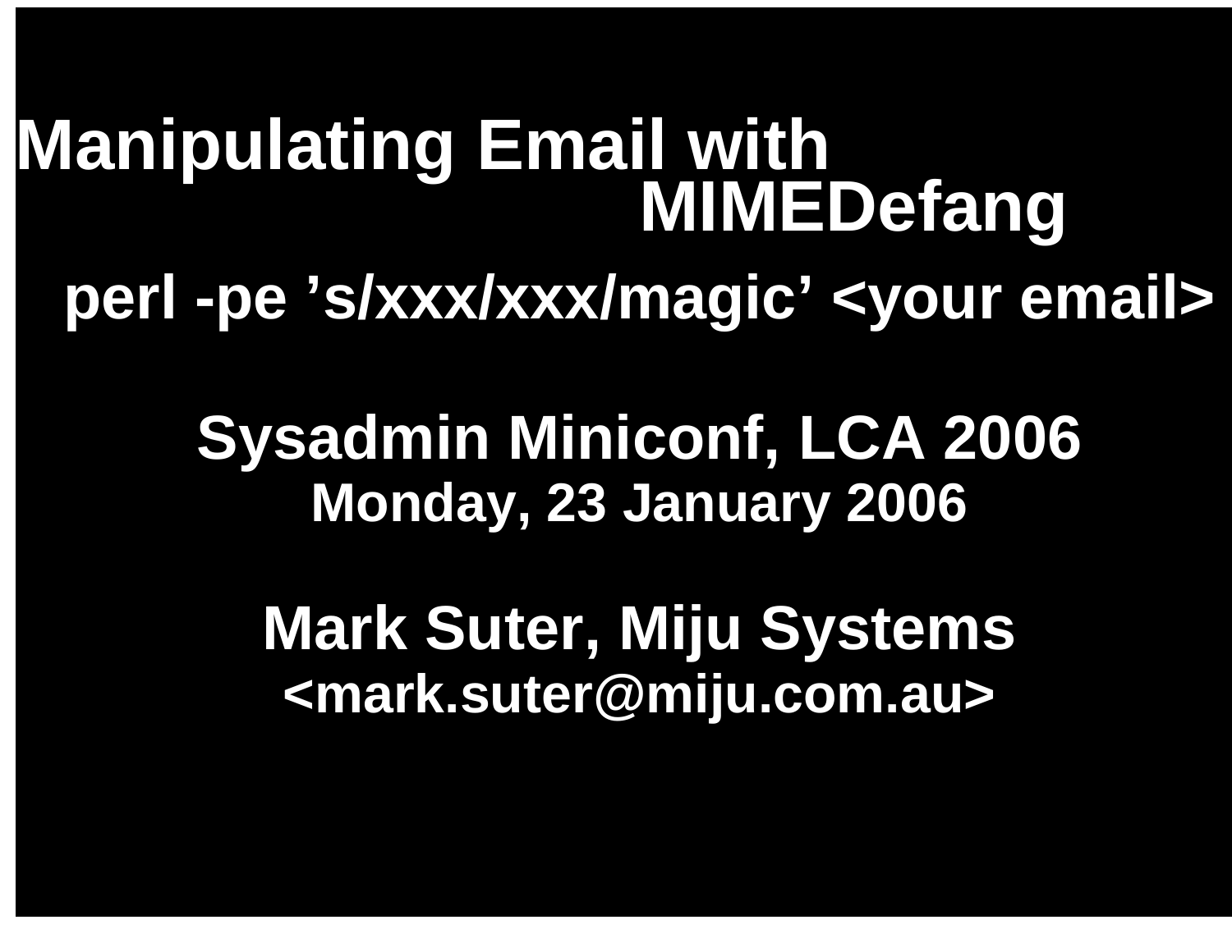# Manipulating Email with MIMEDefang

## perl -pe ’s/xxx/xxx/magic’ <your email>

**Sysadmin Miniconf, LCA 2006**

**Monday, 23 January 2006**

**Mark Suter, Miju Systems**

**<mark.suter@miju.com.au>**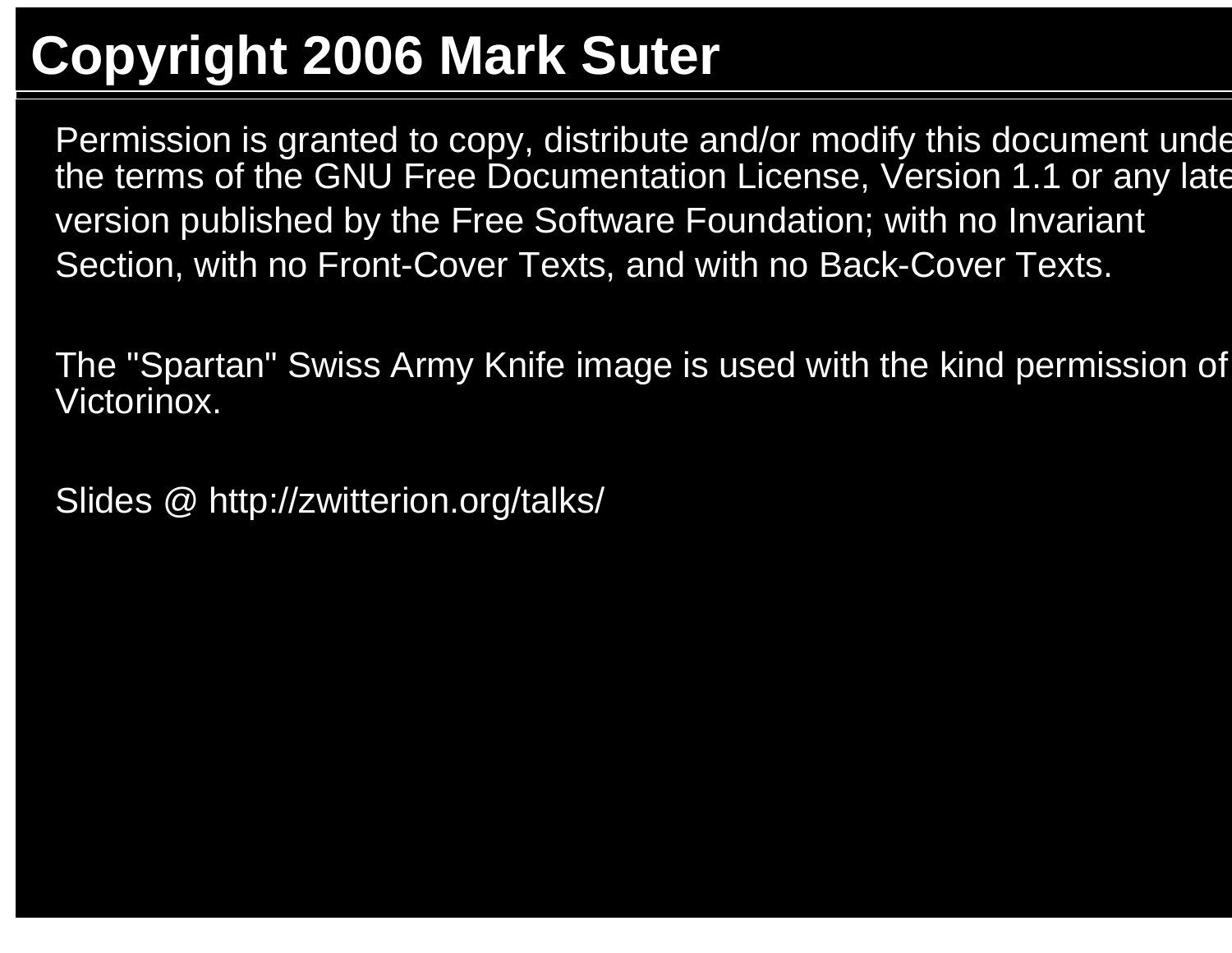# Copyright 2006 Mark Suter

Permission is granted to copy, distribute and/or modify this document under the terms of the GNU Free Documentation License, Version 1.1 or any later version published by the Free Software Foundation; with no Invariant Section, with no Front-Cover Texts, and with no Back-Cover Texts.

The "Spartan" Swiss Army Knife image is used with the kind permission of Victorinox.

Slides @ http://zwitterion.org/talks/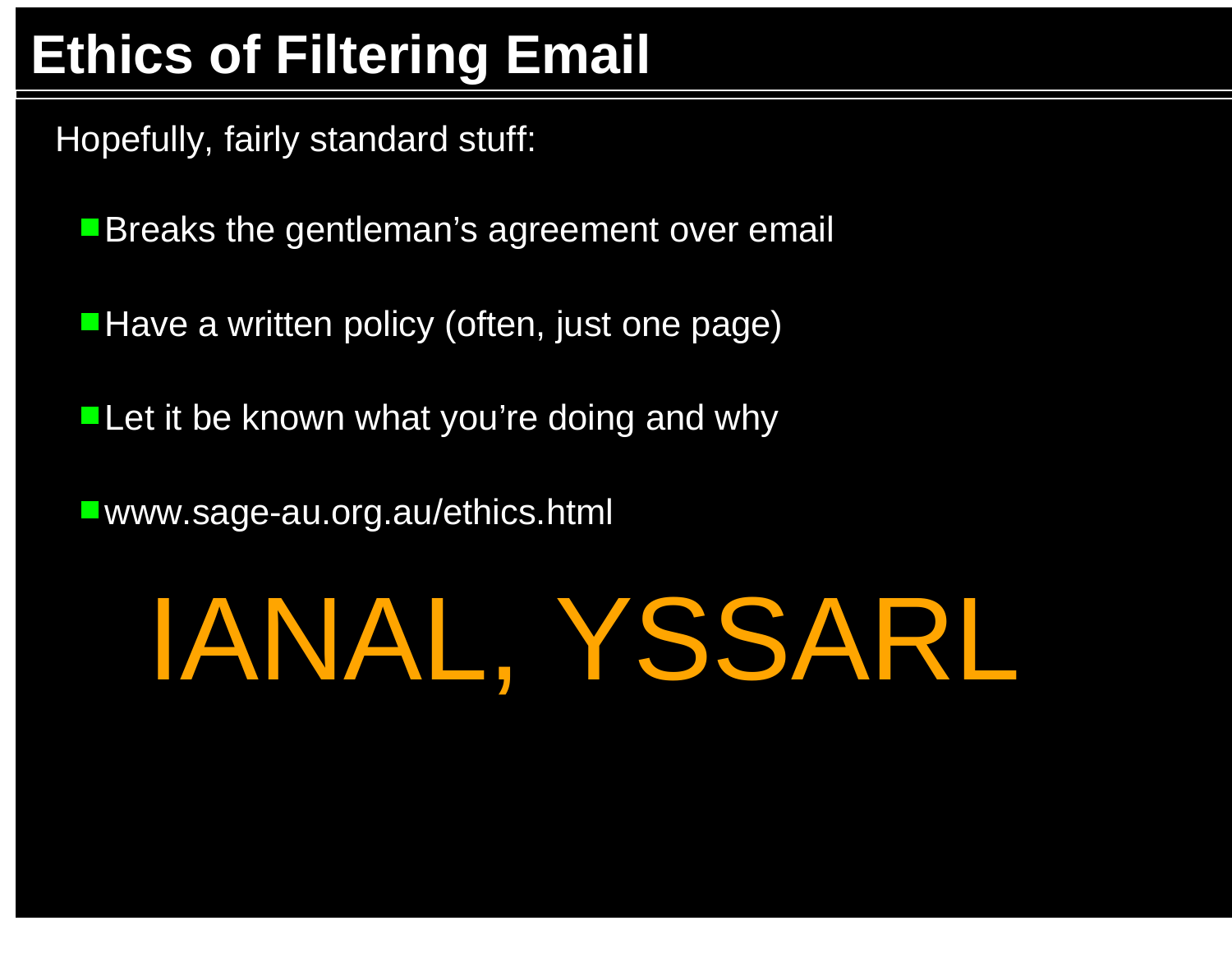# Ethics of Filtering Email

Hopefully, fairly standard stuff:

- Breaks the gentleman's agreement over email
- Have a written policy (often, just one page)
- Let it be known what you're doing and why
- www.sage-au.org.au/ethics.html

IANAL, YSSARL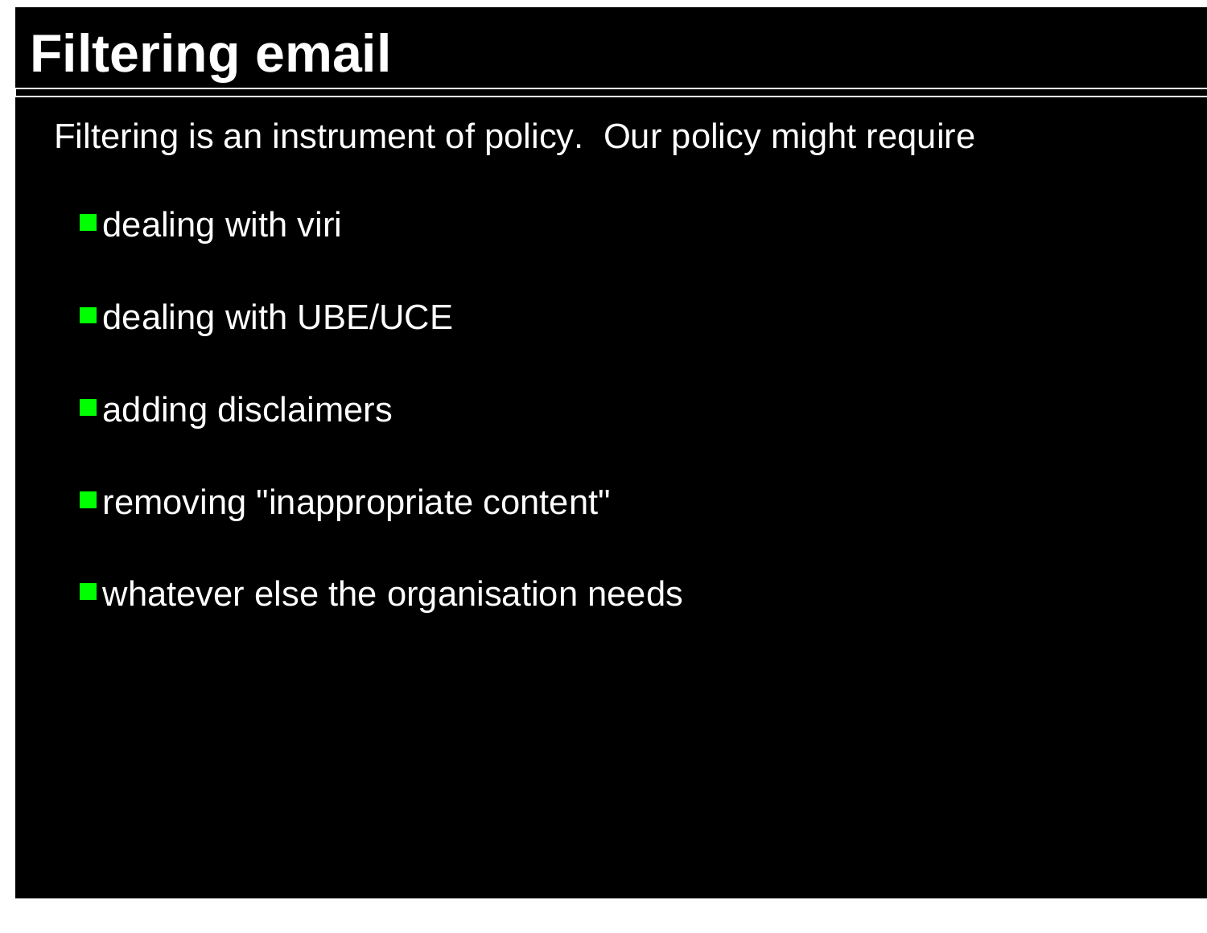# Filtering email

Filtering is an instrument of policy. Our policy might require

- dealing with viri
- dealing with UBE/UCE
- adding disclaimers
- removing "inappropriate content"
- whatever else the organisation needs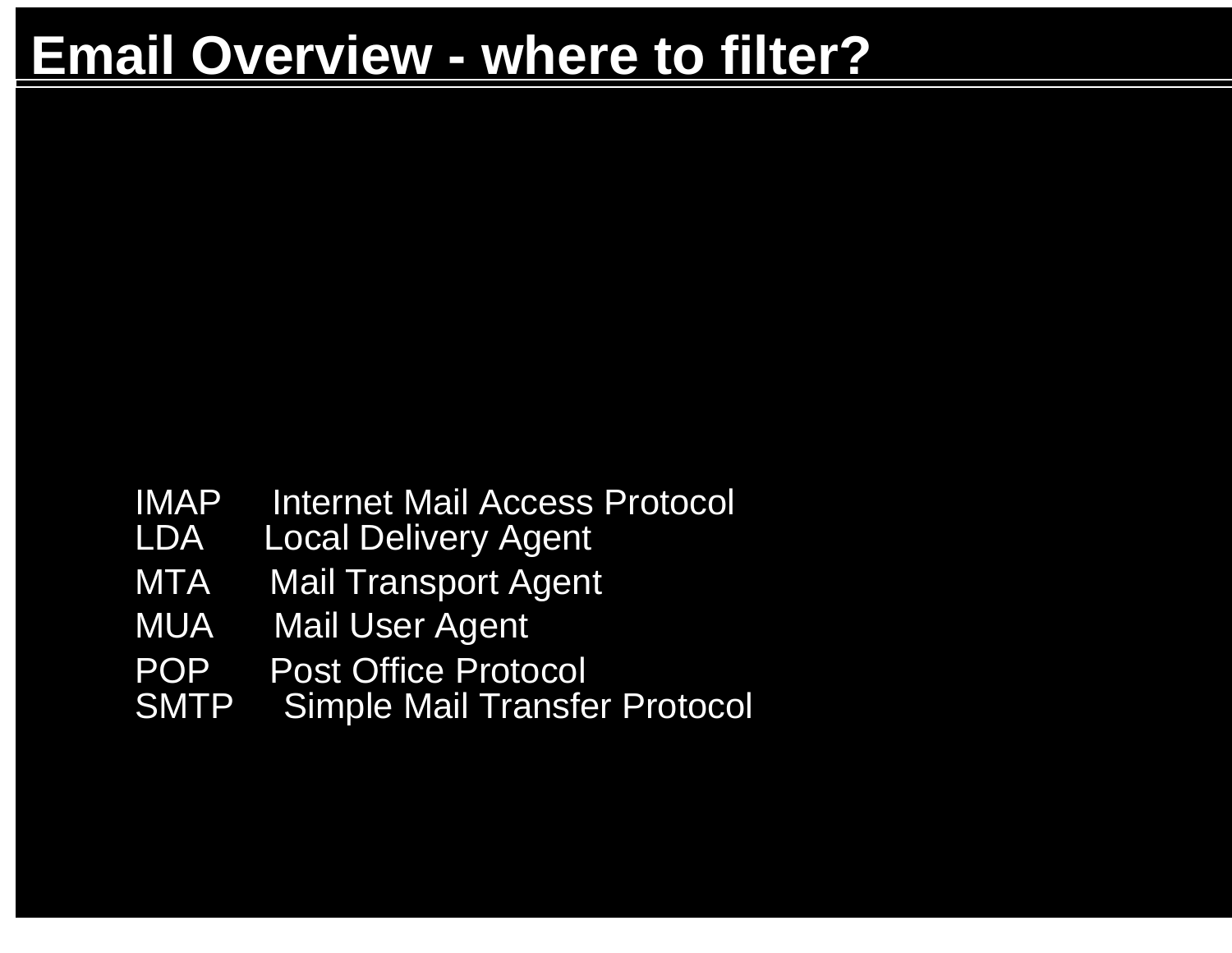# Email Overview - where to filter?

| | |
|---|---|
| IMAP | Internet Mail Access Protocol |
| LDA | Local Delivery Agent |
| MTA | Mail Transport Agent |
| MUA | Mail User Agent |
| POP | Post Office Protocol |
| SMTP | Simple Mail Transfer Protocol |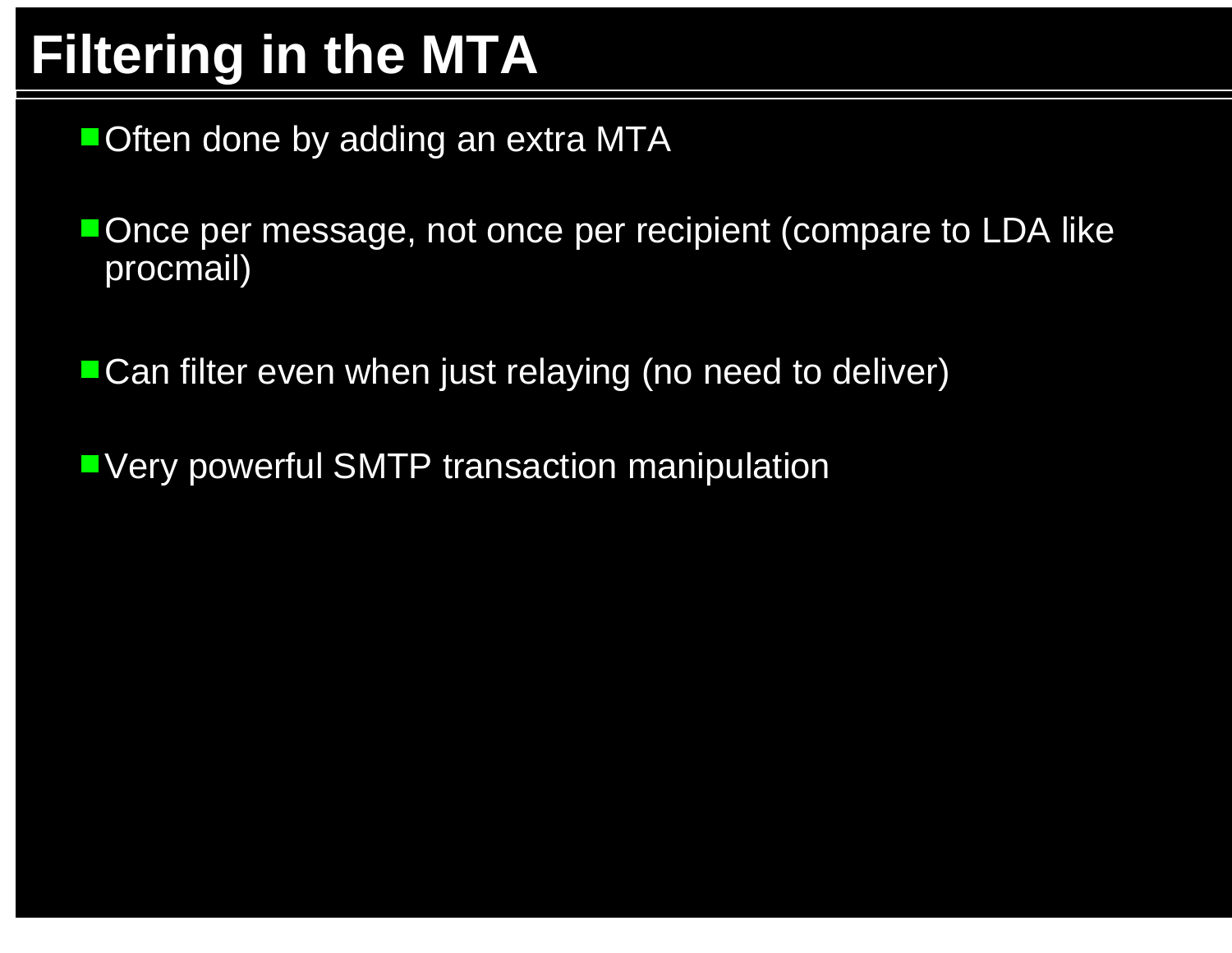# Filtering in the MTA

- Often done by adding an extra MTA
- Once per message, not once per recipient (compare to LDA like procmail)
- Can filter even when just relaying (no need to deliver)
- Very powerful SMTP transaction manipulation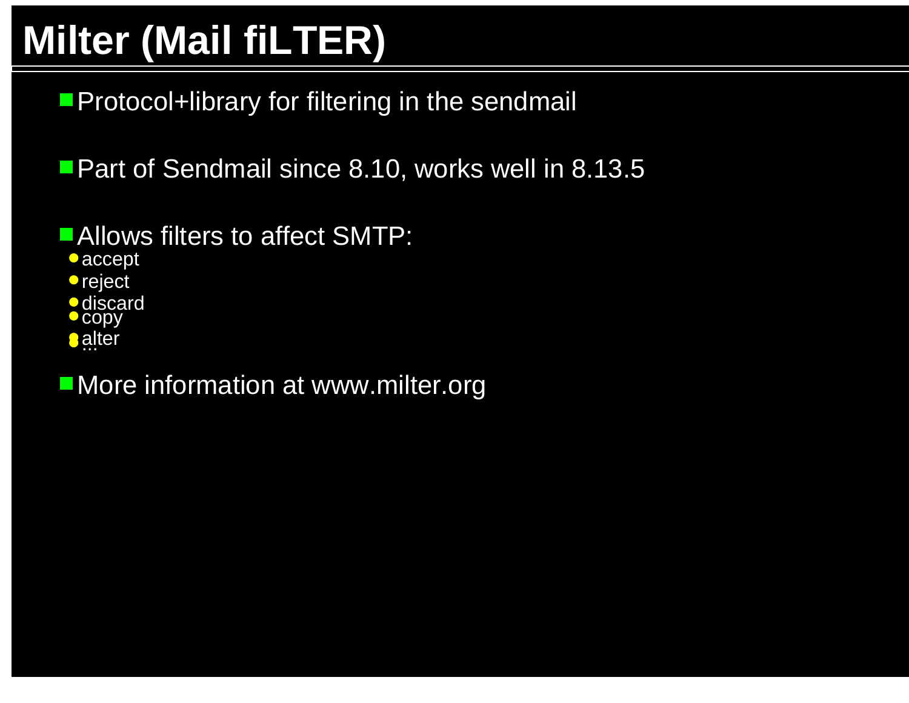# Milter (Mail fiLTER)

- Protocol+library for filtering in the sendmail
- Part of Sendmail since 8.10, works well in 8.13.5
- Allows filters to affect SMTP:
  - accept
  - reject
  - discard
  - copy
  - alter
  - ...
- More information at www.milter.org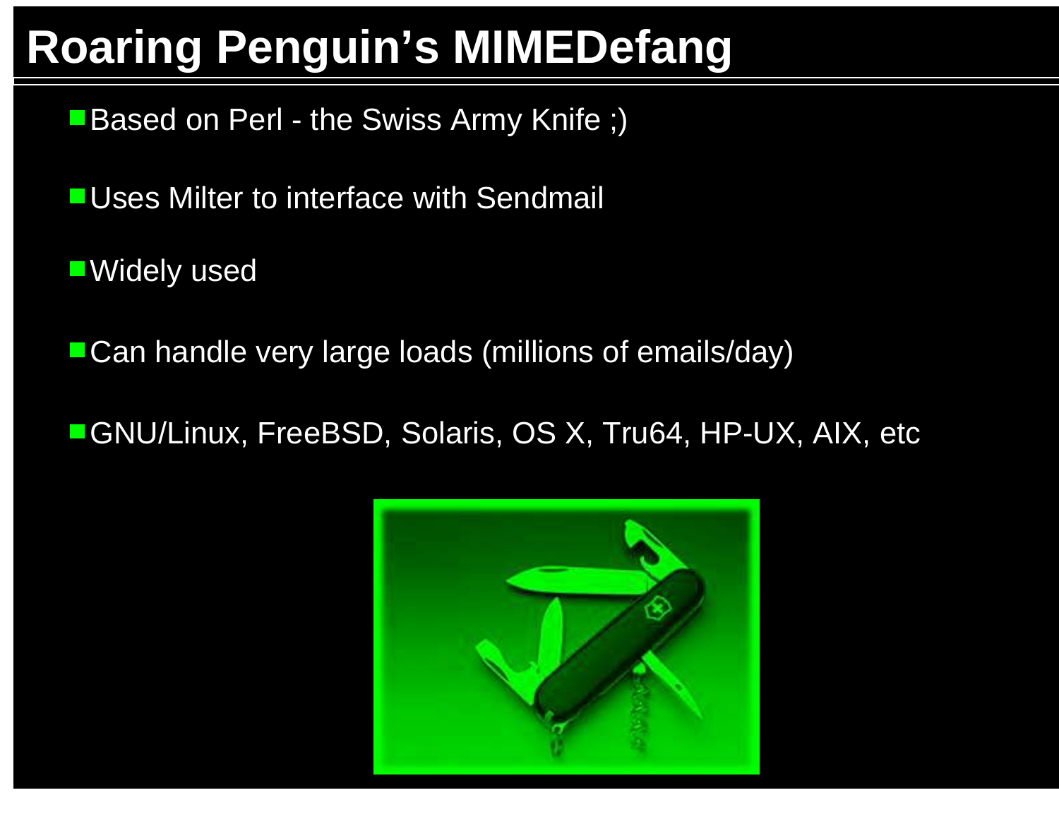# Roaring Penguin's MIMEDefang

- Based on Perl - the Swiss Army Knife ;)
- Uses Milter to interface with Sendmail
- Widely used
- Can handle very large loads (millions of emails/day)
- GNU/Linux, FreeBSD, Solaris, OS X, Tru64, HP-UX, AIX, etc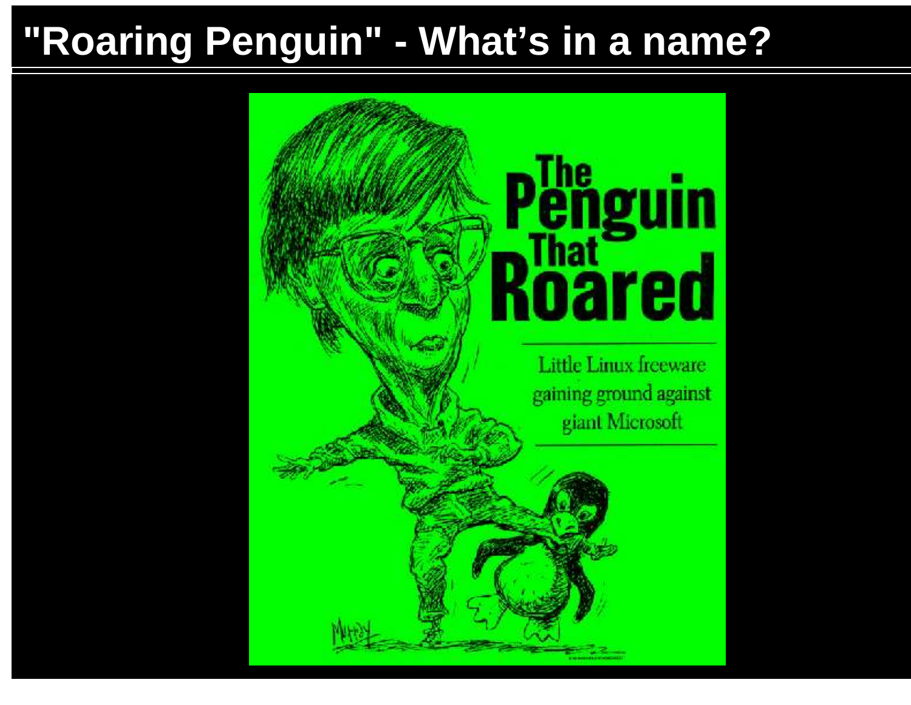# "Roaring Penguin" - What's in a name?

The Penguin That Roared

Little Linux freeware gaining ground against giant Microsoft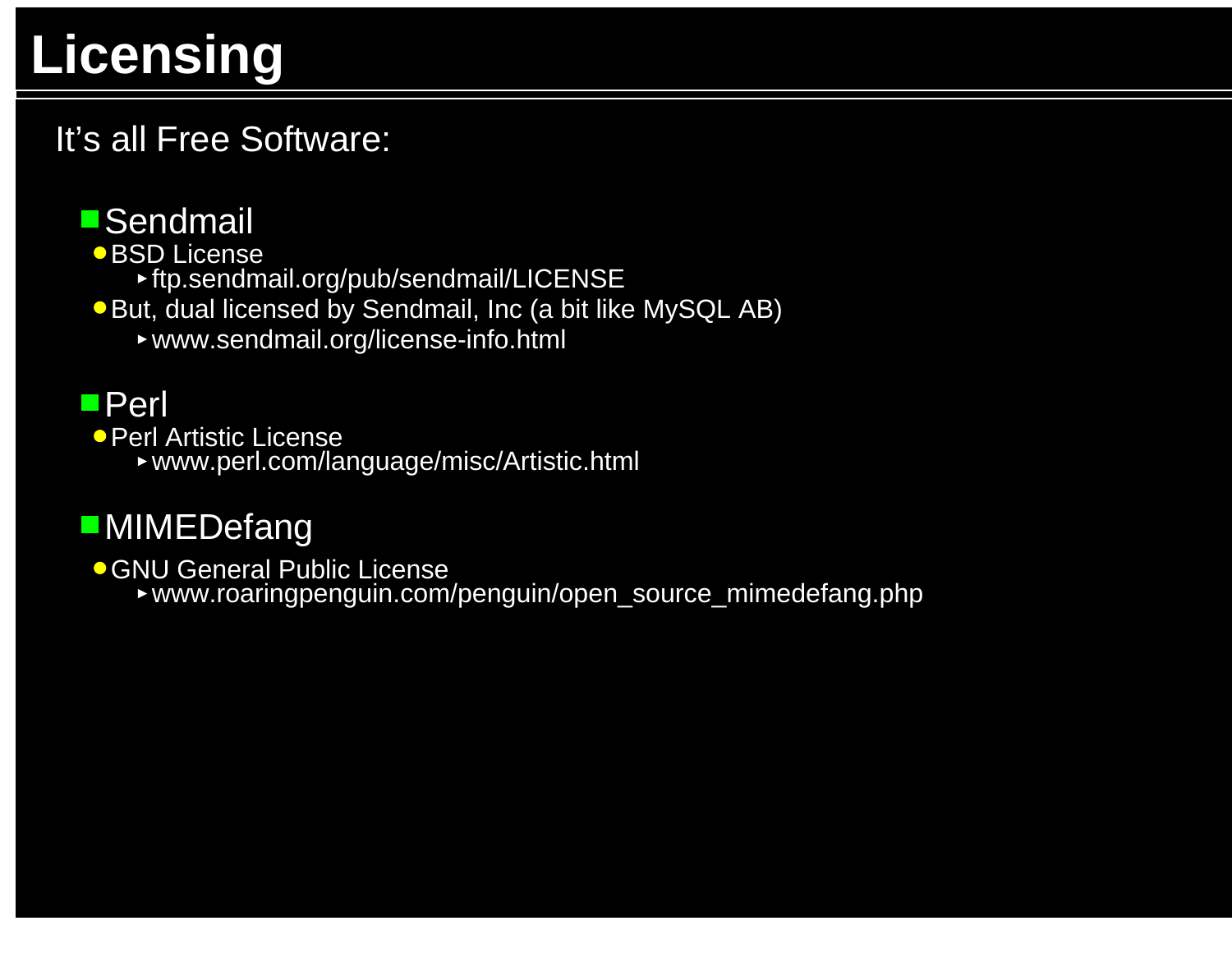# Licensing

It's all Free Software:

- Sendmail
  - BSD License
    - ftp.sendmail.org/pub/sendmail/LICENSE
  - But, dual licensed by Sendmail, Inc (a bit like MySQL AB)
    - www.sendmail.org/license-info.html
- Perl
  - Perl Artistic License
    - www.perl.com/language/misc/Artistic.html
- MIMEDefang
  - GNU General Public License
    - www.roaringpenguin.com/penguin/open_source_mimedefang.php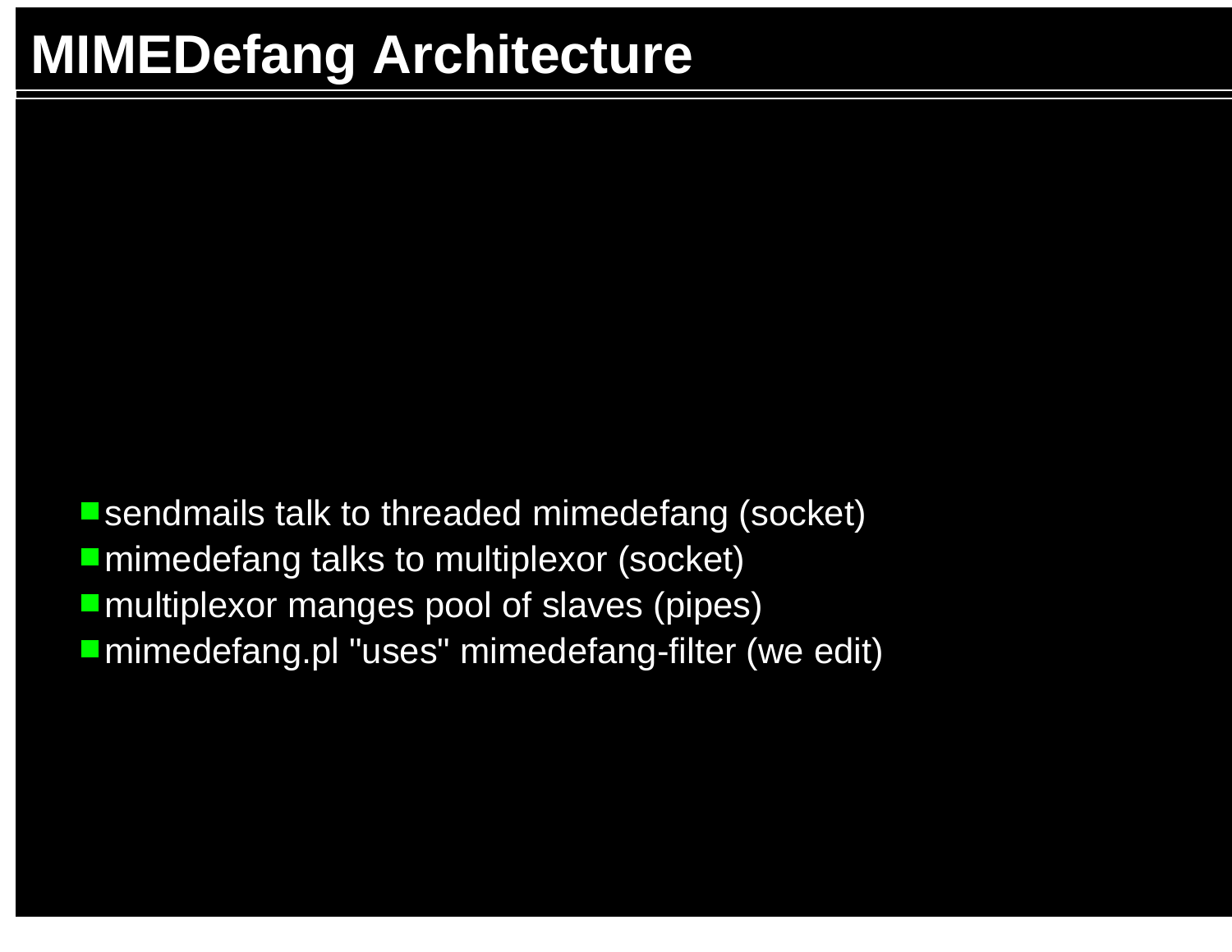# MIMEDefang Architecture

- sendmails talk to threaded mimedefang (socket)
- mimedefang talks to multiplexor (socket)
- multiplexor manges pool of slaves (pipes)
- mimedefang.pl "uses" mimedefang-filter (we edit)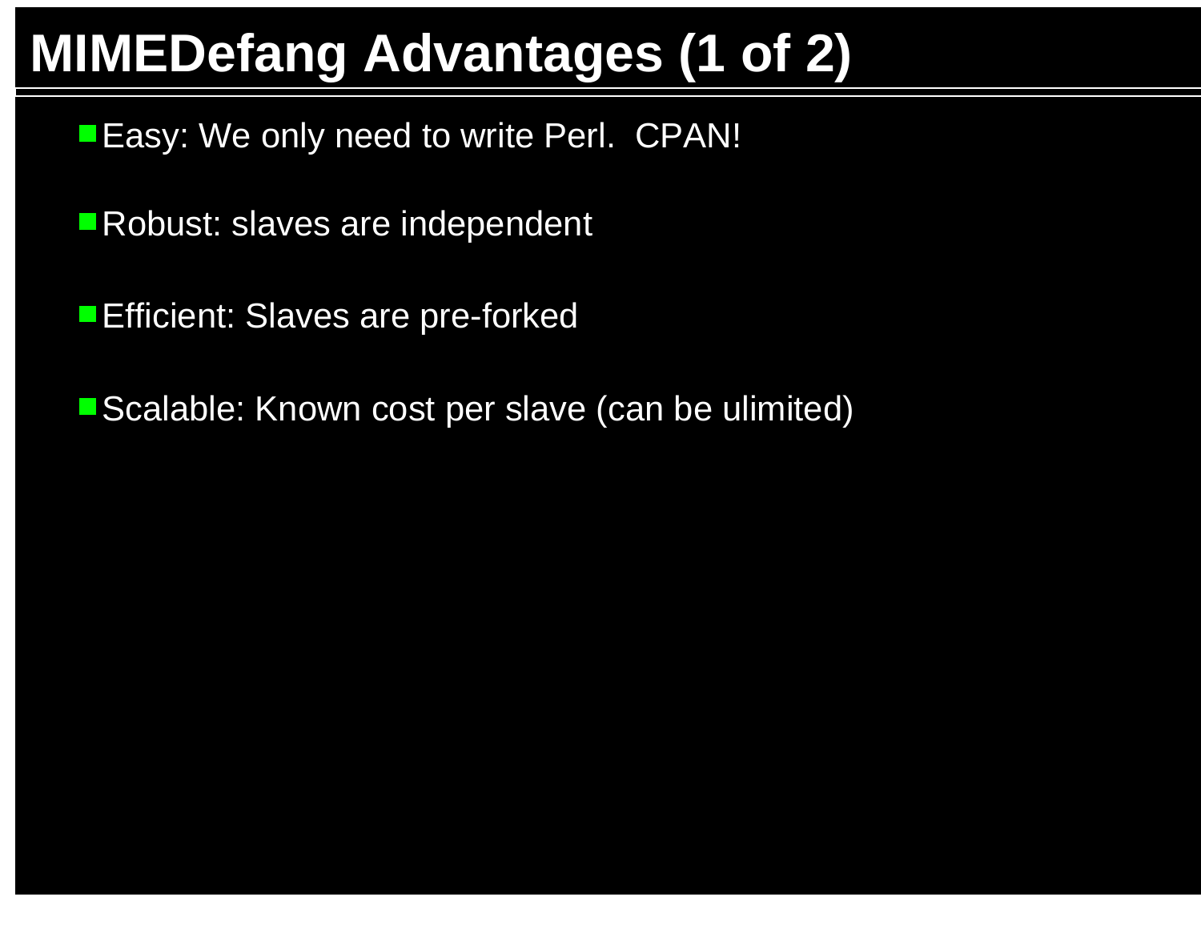# MIMEDefang Advantages (1 of 2)

- Easy: We only need to write Perl.  CPAN!
- Robust: slaves are independent
- Efficient: Slaves are pre-forked
- Scalable: Known cost per slave (can be ulimited)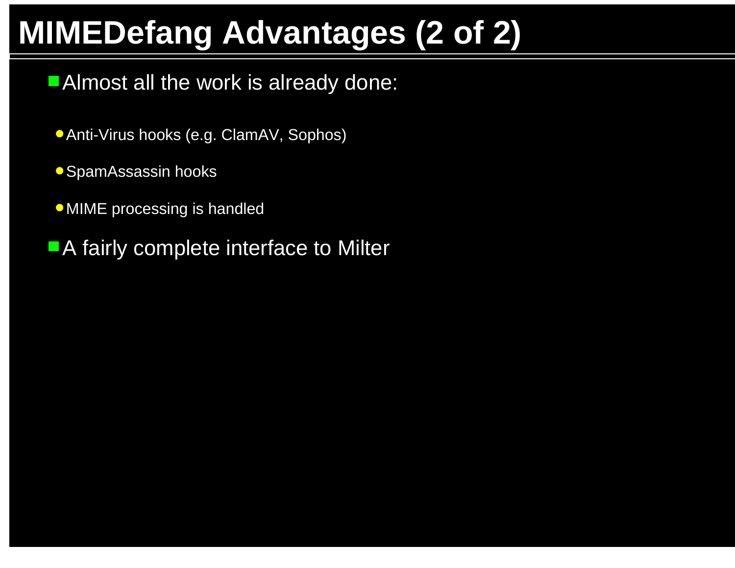# MIMEDefang Advantages (2 of 2)

- Almost all the work is already done:
  - Anti-Virus hooks (e.g. ClamAV, Sophos)
  - SpamAssassin hooks
  - MIME processing is handled
- A fairly complete interface to Milter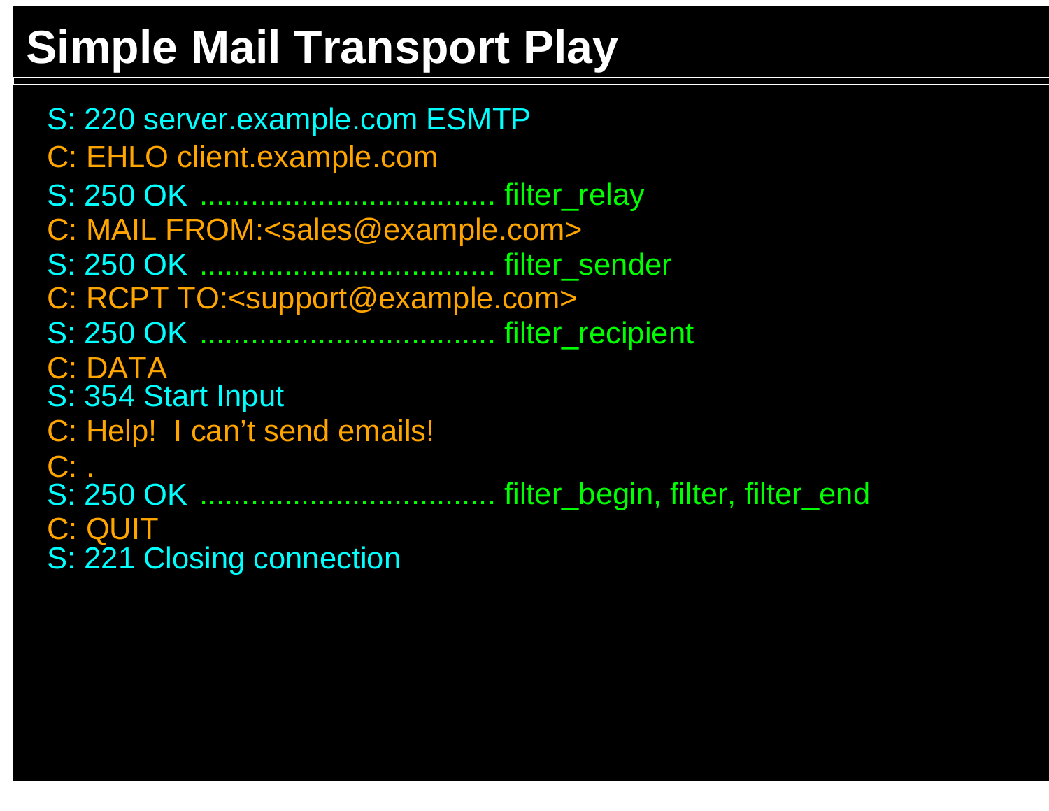# Simple Mail Transport Play

```
S: 220 server.example.com ESMTP
C: EHLO client.example.com
S: 250 OK .................................. filter_relay
C: MAIL FROM:<sales@example.com>
S: 250 OK .................................. filter_sender
C: RCPT TO:<support@example.com>
S: 250 OK .................................. filter_recipient
C: DATA
S: 354 Start Input
C: Help!  I can't send emails!
C: .
S: 250 OK .................................. filter_begin, filter, filter_end
C: QUIT
S: 221 Closing connection
```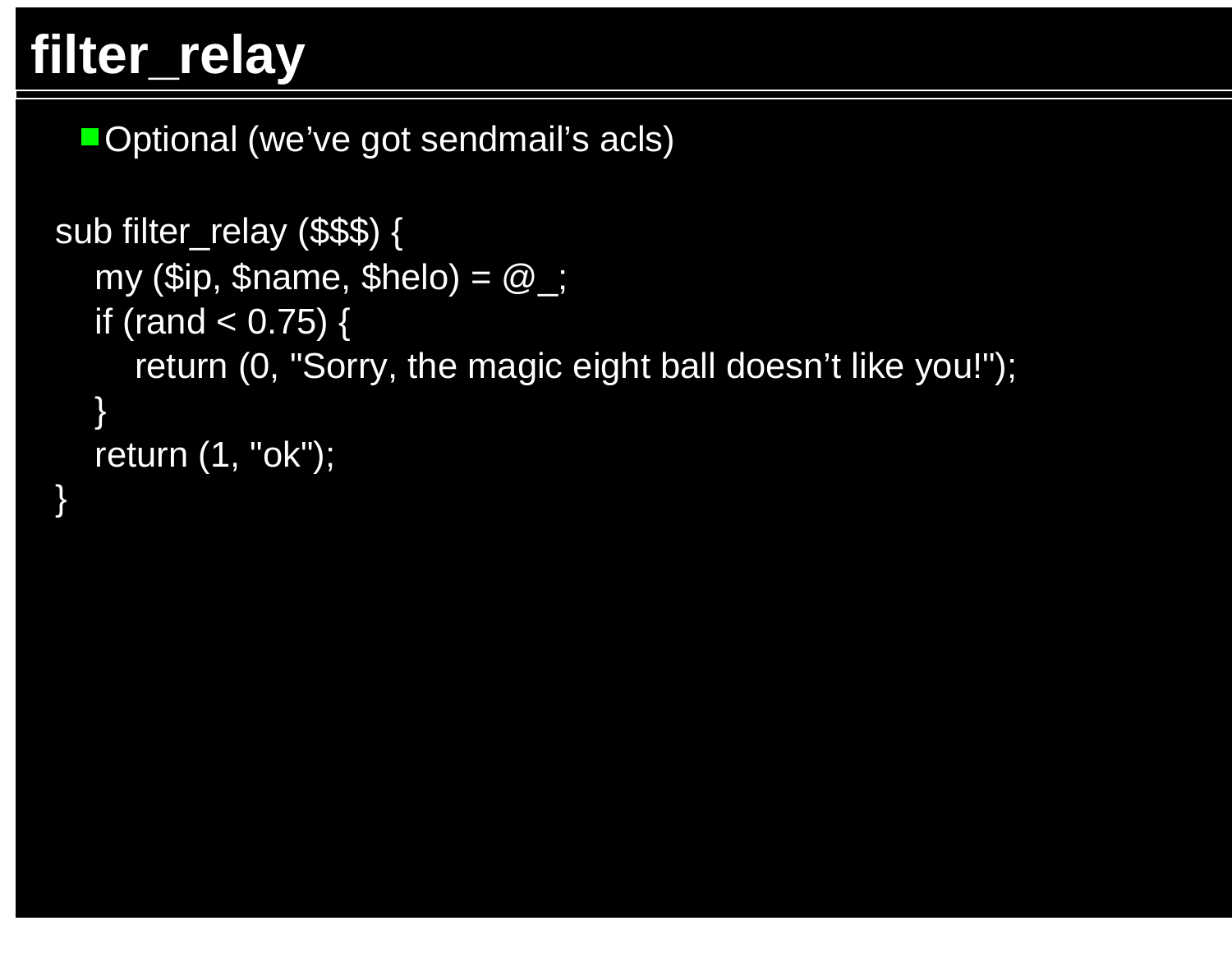# filter_relay

- Optional (we’ve got sendmail’s acls)

```
sub filter_relay ($$$) {
    my ($ip, $name, $helo) = @_;
    if (rand < 0.75) {
        return (0, "Sorry, the magic eight ball doesn’t like you!");
    }
    return (1, "ok");
}
```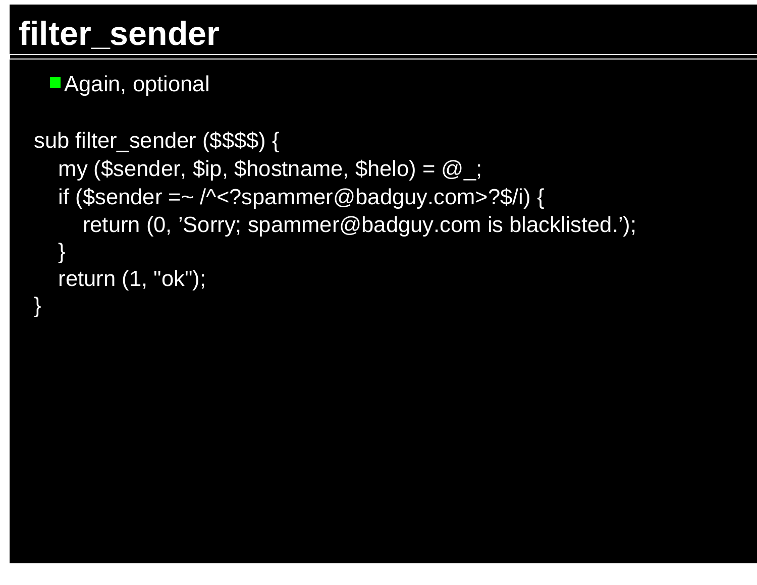# filter_sender

- Again, optional

```
sub filter_sender ($$$$) {
    my ($sender, $ip, $hostname, $helo) = @_;
    if ($sender =~ /^<?spammer@badguy.com>?$/i) {
        return (0, 'Sorry; spammer@badguy.com is blacklisted.');
    }
    return (1, "ok");
}
```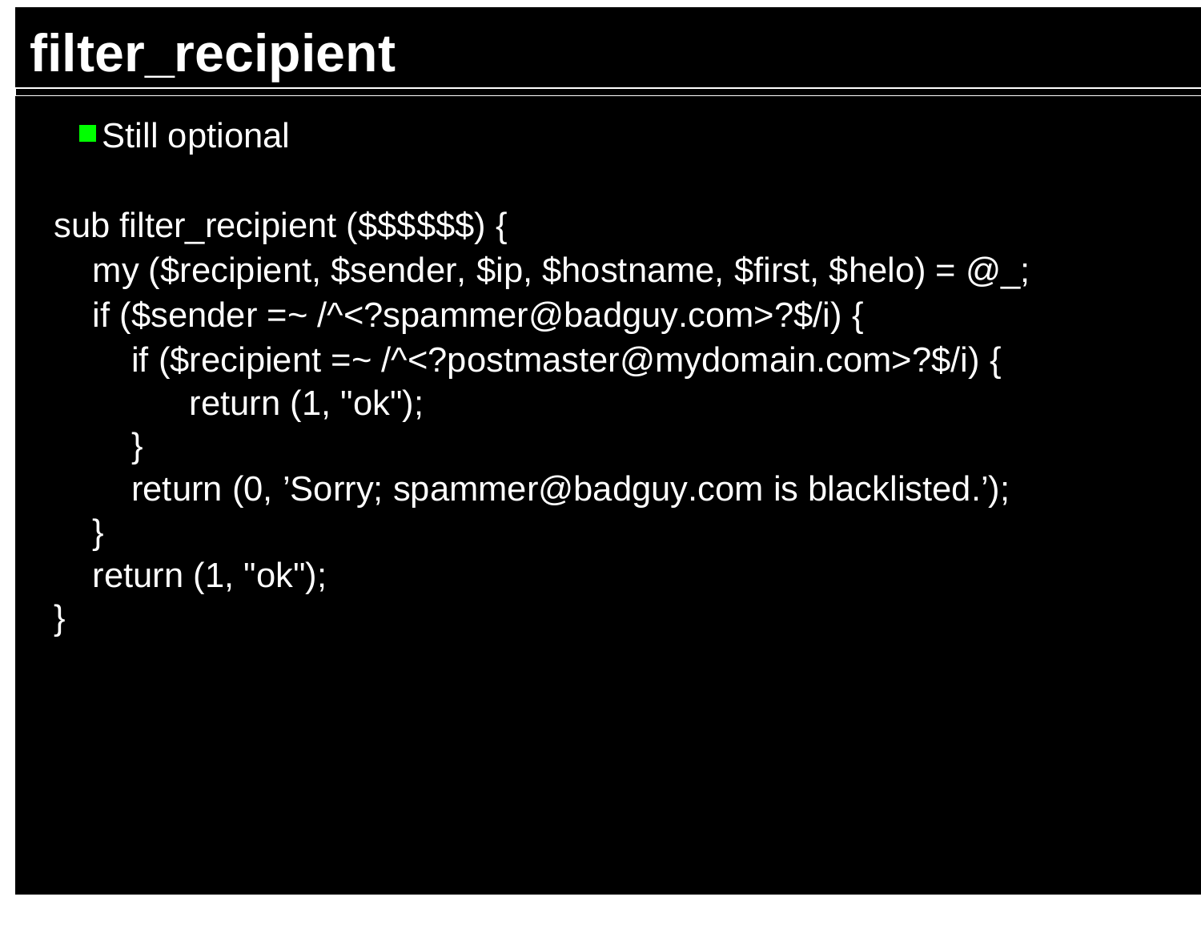# filter_recipient

- Still optional

```
sub filter_recipient ($$$$$$) {
   my ($recipient, $sender, $ip, $hostname, $first, $helo) = @_;
   if ($sender =~ /^<?spammer@badguy.com>?$/i) {
      if ($recipient =~ /^<?postmaster@mydomain.com>?$/i) {
           return (1, "ok");
      }
      return (0, 'Sorry; spammer@badguy.com is blacklisted.');
   }
   return (1, "ok");
}
```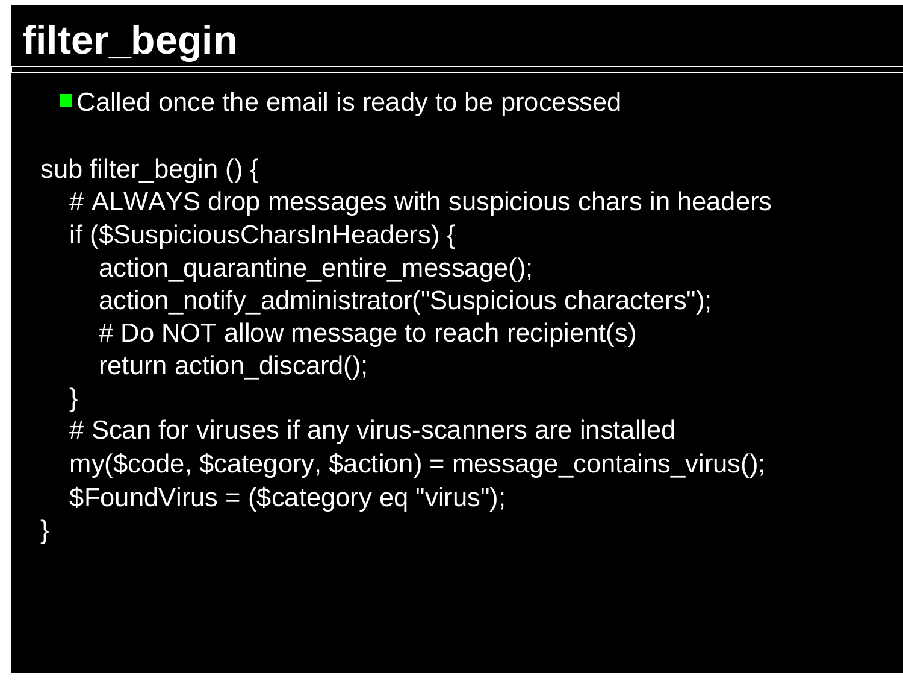# filter_begin

- Called once the email is ready to be processed

```
sub filter_begin () {
    # ALWAYS drop messages with suspicious chars in headers
    if ($SuspiciousCharsInHeaders) {
        action_quarantine_entire_message();
        action_notify_administrator("Suspicious characters");
        # Do NOT allow message to reach recipient(s)
        return action_discard();
    }
    # Scan for viruses if any virus-scanners are installed
    my($code, $category, $action) = message_contains_virus();
    $FoundVirus = ($category eq "virus");
}
```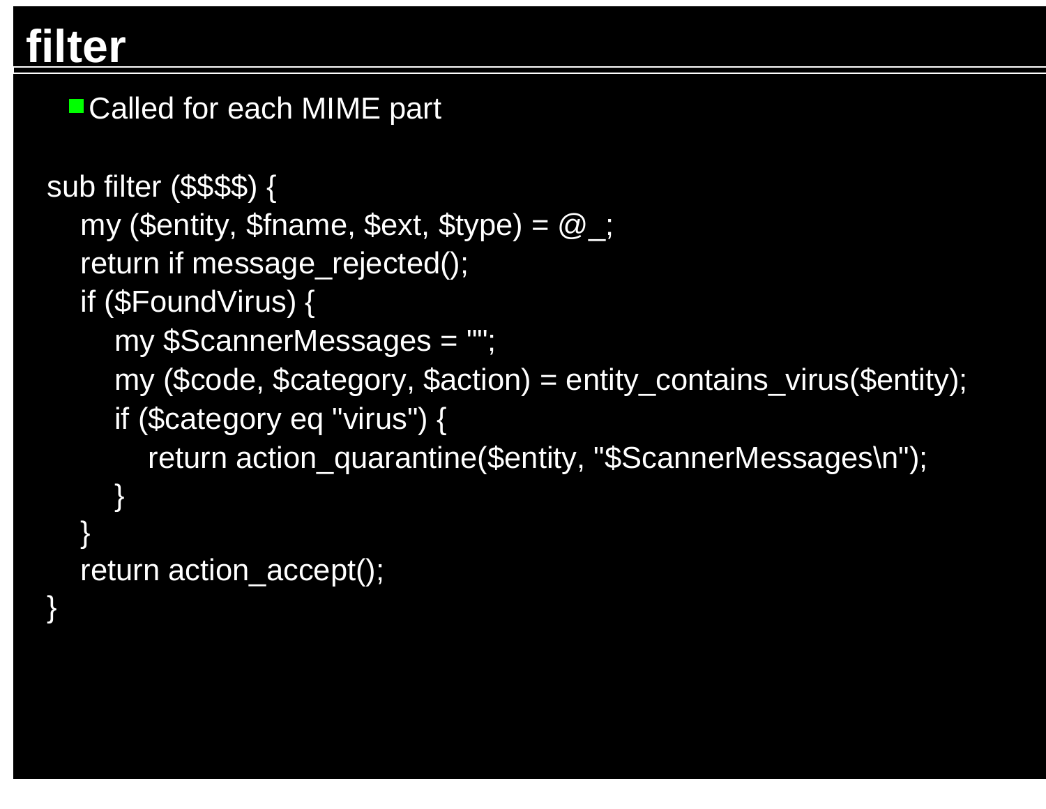# filter

- Called for each MIME part

```
sub filter ($$$$) {
    my ($entity, $fname, $ext, $type) = @_;
    return if message_rejected();
    if ($FoundVirus) {
        my $ScannerMessages = "";
        my ($code, $category, $action) = entity_contains_virus($entity);
        if ($category eq "virus") {
            return action_quarantine($entity, "$ScannerMessages\n");
        }
    }
    return action_accept();
}
```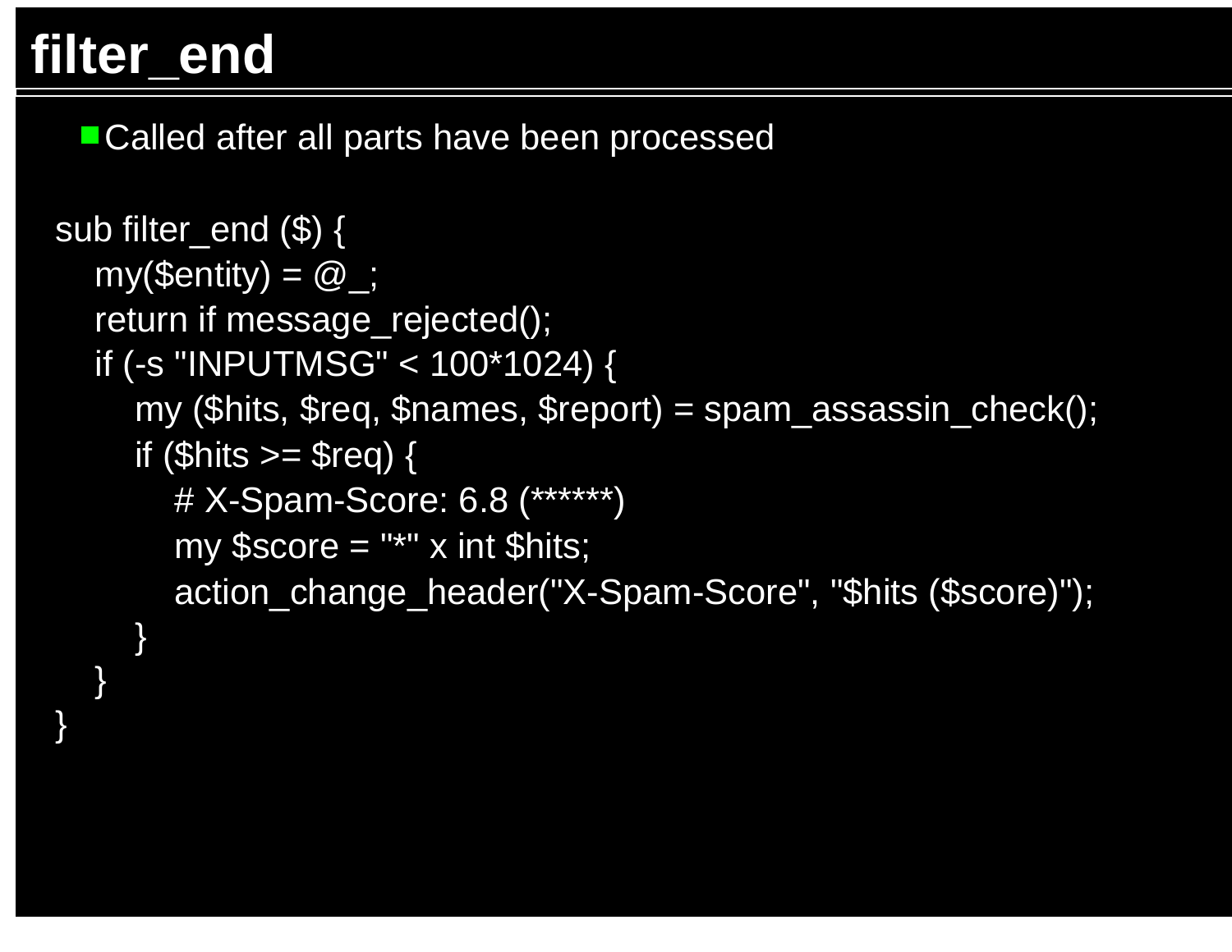# filter_end

- Called after all parts have been processed

```
sub filter_end ($) {
    my($entity) = @_;
    return if message_rejected();
    if (-s "INPUTMSG" < 100*1024) {
        my ($hits, $req, $names, $report) = spam_assassin_check();
        if ($hits >= $req) {
            # X-Spam-Score: 6.8 (******)
            my $score = "*" x int $hits;
            action_change_header("X-Spam-Score", "$hits ($score)");
        }
    }
}
```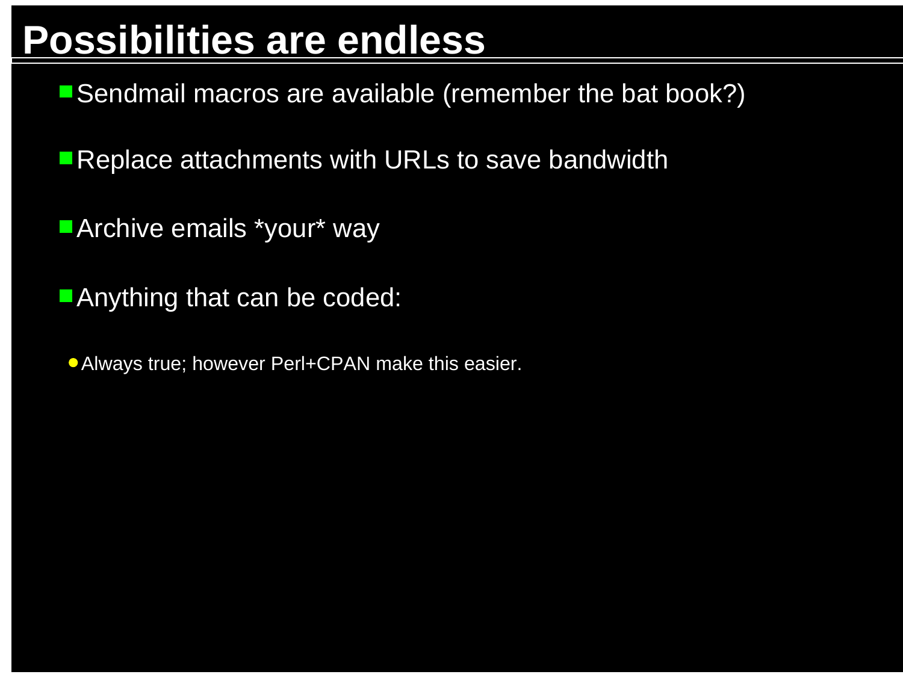# Possibilities are endless

- Sendmail macros are available (remember the bat book?)
- Replace attachments with URLs to save bandwidth
- Archive emails *your* way
- Anything that can be coded:
  - Always true; however Perl+CPAN make this easier.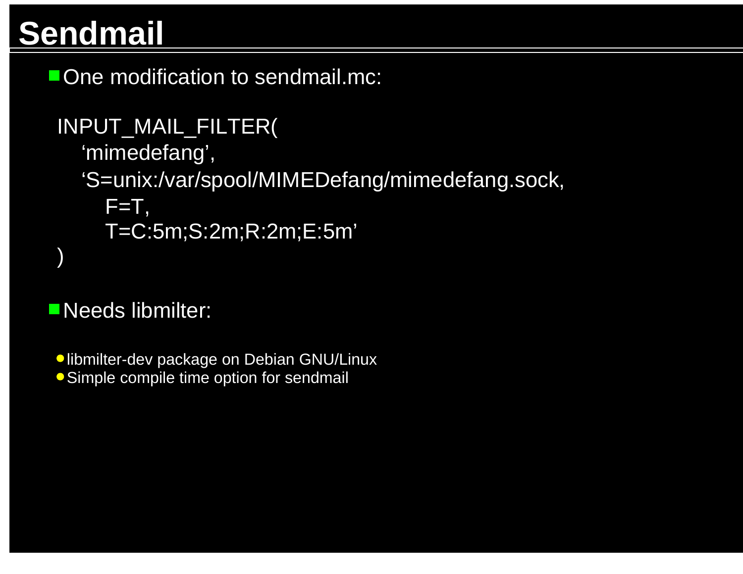# Sendmail

- One modification to sendmail.mc:

```
INPUT_MAIL_FILTER(
   ‘mimedefang’,
   ‘S=unix:/var/spool/MIMEDefang/mimedefang.sock,
      F=T,
      T=C:5m;S:2m;R:2m;E:5m’
)
```

- Needs libmilter:
  - libmilter-dev package on Debian GNU/Linux
  - Simple compile time option for sendmail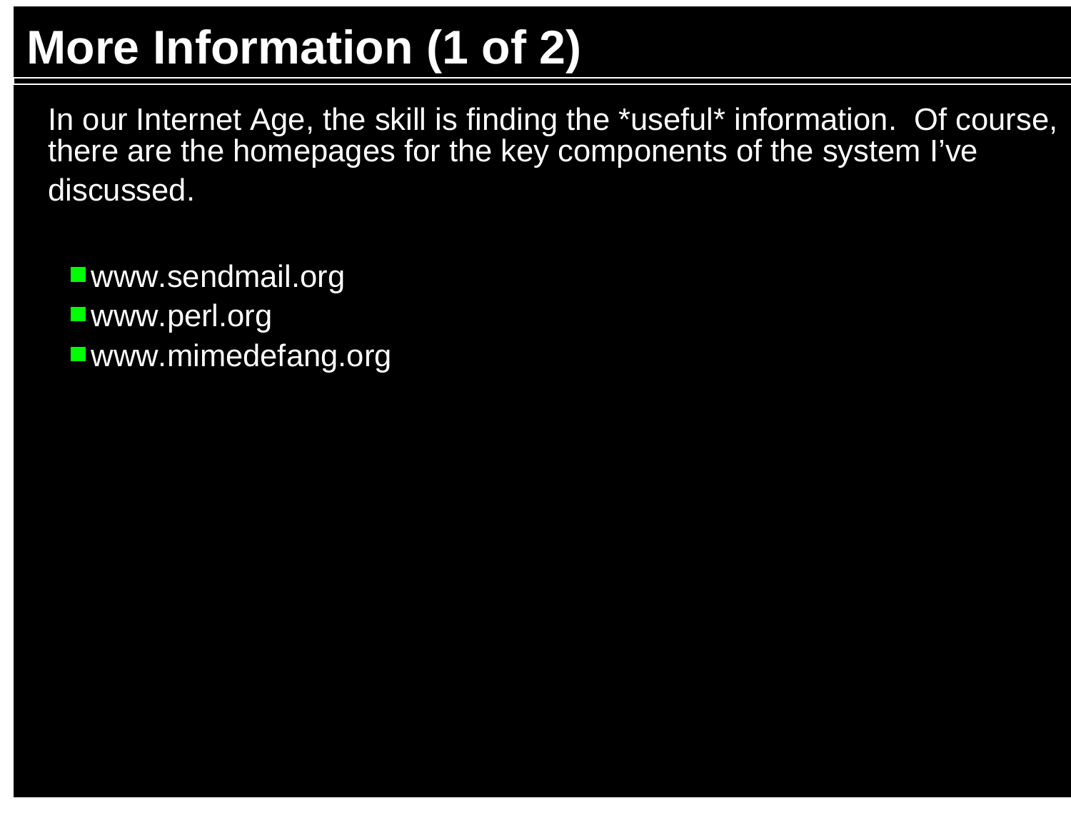# More Information (1 of 2)

In our Internet Age, the skill is finding the *useful* information. Of course, there are the homepages for the key components of the system I've discussed.

- www.sendmail.org
- www.perl.org
- www.mimedefang.org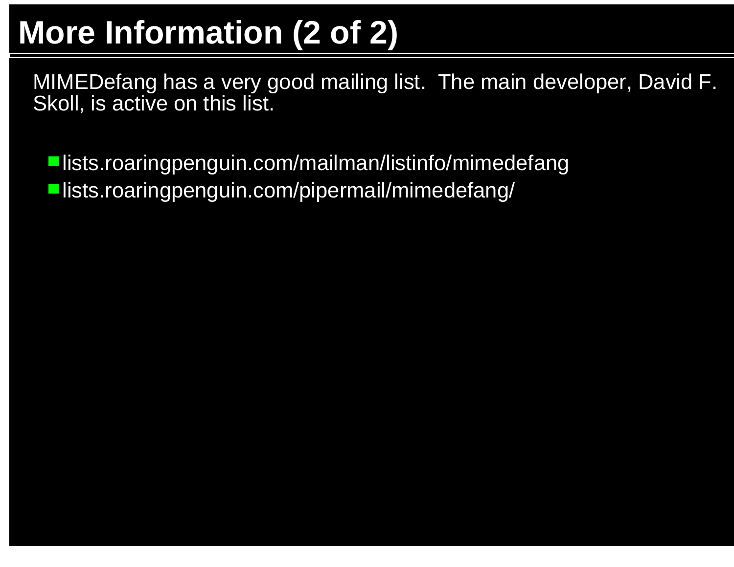# More Information (2 of 2)

MIMEDefang has a very good mailing list. The main developer, David F. Skoll, is active on this list.

- lists.roaringpenguin.com/mailman/listinfo/mimedefang
- lists.roaringpenguin.com/pipermail/mimedefang/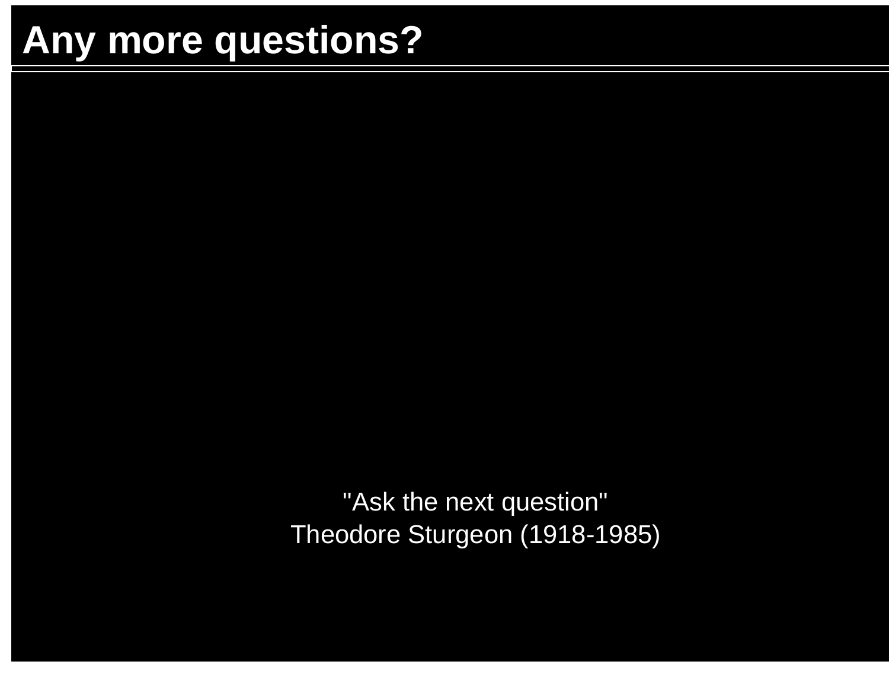# Any more questions?

"Ask the next question"
Theodore Sturgeon (1918-1985)